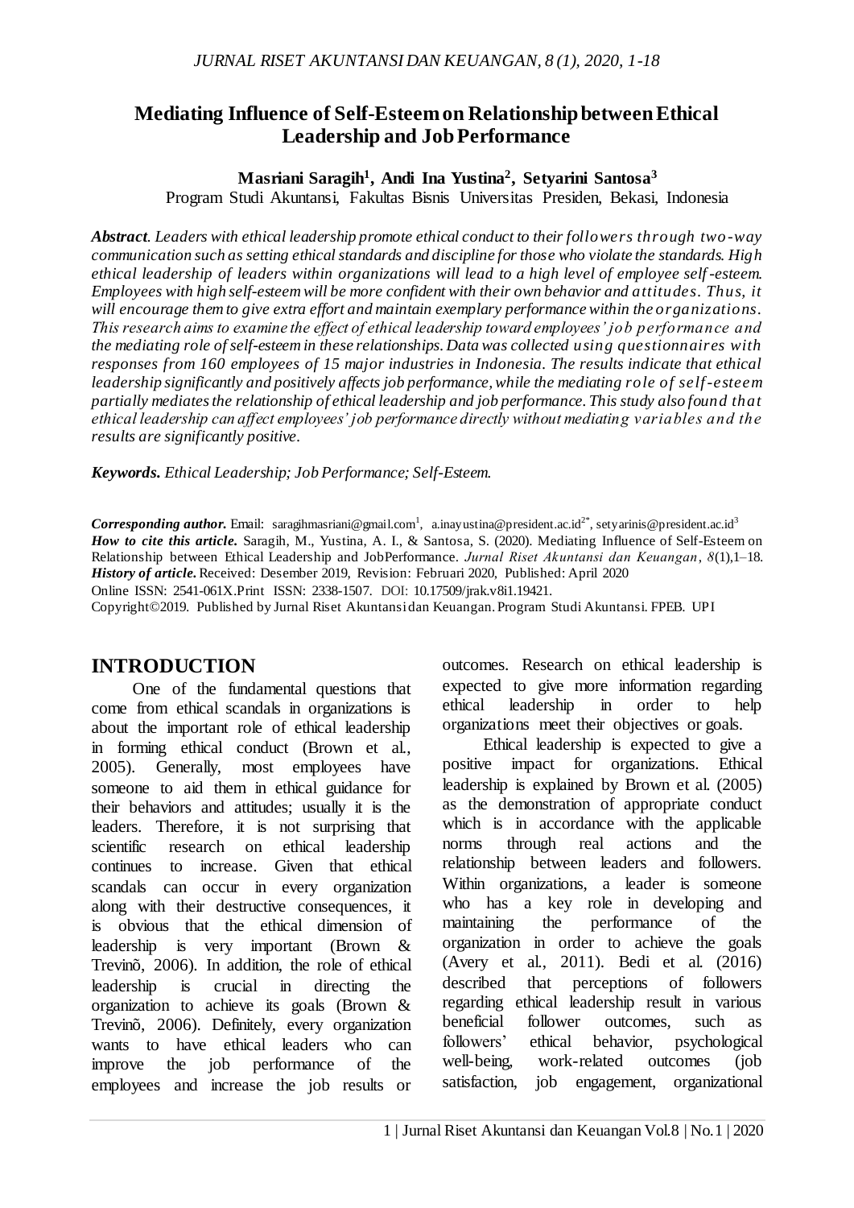# Mediating Influence of Self-Esteem on Relationship between Ethical Leadership and Job Performance

**Masriani Saragih[1], Andi Ina Yustina[2], Setyarini Santosa[3]**

Program Studi Akuntansi, Fakultas Bisnis Universitas Presiden, Bekasi, Indonesia

***Abstract.*** *Leaders with ethical leadership promote ethical conduct to their followers through two-way communication such as setting ethical standards and discipline for those who violate the standards. High ethical leadership of leaders within organizations will lead to a high level of employee self-esteem. Employees with high self-esteem will be more confident with their own behavior and attitudes. Thus, it will encourage them to give extra effort and maintain exemplary performance within the organizations. This research aims to examine the effect of ethical leadership toward employees' job performance and the mediating role of self-esteem in these relationships. Data was collected using questionnaires with responses from 160 employees of 15 major industries in Indonesia. The results indicate that ethical leadership significantly and positively affects job performance, while the mediating role of self-esteem partially mediates the relationship of ethical leadership and job performance. This study also found that ethical leadership can affect employees' job performance directly without mediating variables and the results are significantly positive.*

***Keywords.*** *Ethical Leadership; Job Performance; Self-Esteem.*

***Corresponding author.*** Email: saragihmasriani@gmail.com[1], a.inayustina@president.ac.id[2*], setyarinis@president.ac.id[3]
***How to cite this article.*** Saragih, M., Yustina, A. I., & Santosa, S. (2020). Mediating Influence of Self-Esteem on Relationship between Ethical Leadership and JobPerformance. *Jurnal Riset Akuntansi dan Keuangan*, *8*(1),1–18.
***History of article.*** Received: Desember 2019, Revision: Februari 2020, Published: April 2020
Online ISSN: 2541-061X.Print ISSN: 2338-1507. DOI: 10.17509/jrak.v8i1.19421.
Copyright©2019. Published by Jurnal Riset Akuntansi dan Keuangan. Program Studi Akuntansi. FPEB. UPI

## INTRODUCTION

One of the fundamental questions that come from ethical scandals in organizations is about the important role of ethical leadership in forming ethical conduct (Brown et al., 2005). Generally, most employees have someone to aid them in ethical guidance for their behaviors and attitudes; usually it is the leaders. Therefore, it is not surprising that scientific research on ethical leadership continues to increase. Given that ethical scandals can occur in every organization along with their destructive consequences, it is obvious that the ethical dimension of leadership is very important (Brown & Trevinõ, 2006). In addition, the role of ethical leadership is crucial in directing the organization to achieve its goals (Brown & Trevinõ, 2006). Definitely, every organization wants to have ethical leaders who can improve the job performance of the employees and increase the job results or outcomes. Research on ethical leadership is expected to give more information regarding ethical leadership in order to help organizations meet their objectives or goals.

Ethical leadership is expected to give a positive impact for organizations. Ethical leadership is explained by Brown et al. (2005) as the demonstration of appropriate conduct which is in accordance with the applicable norms through real actions and the relationship between leaders and followers. Within organizations, a leader is someone who has a key role in developing and maintaining the performance of the organization in order to achieve the goals (Avery et al., 2011). Bedi et al. (2016) described that perceptions of followers regarding ethical leadership result in various beneficial follower outcomes, such as followers' ethical behavior, psychological well-being, work-related outcomes (job satisfaction, job engagement, organizational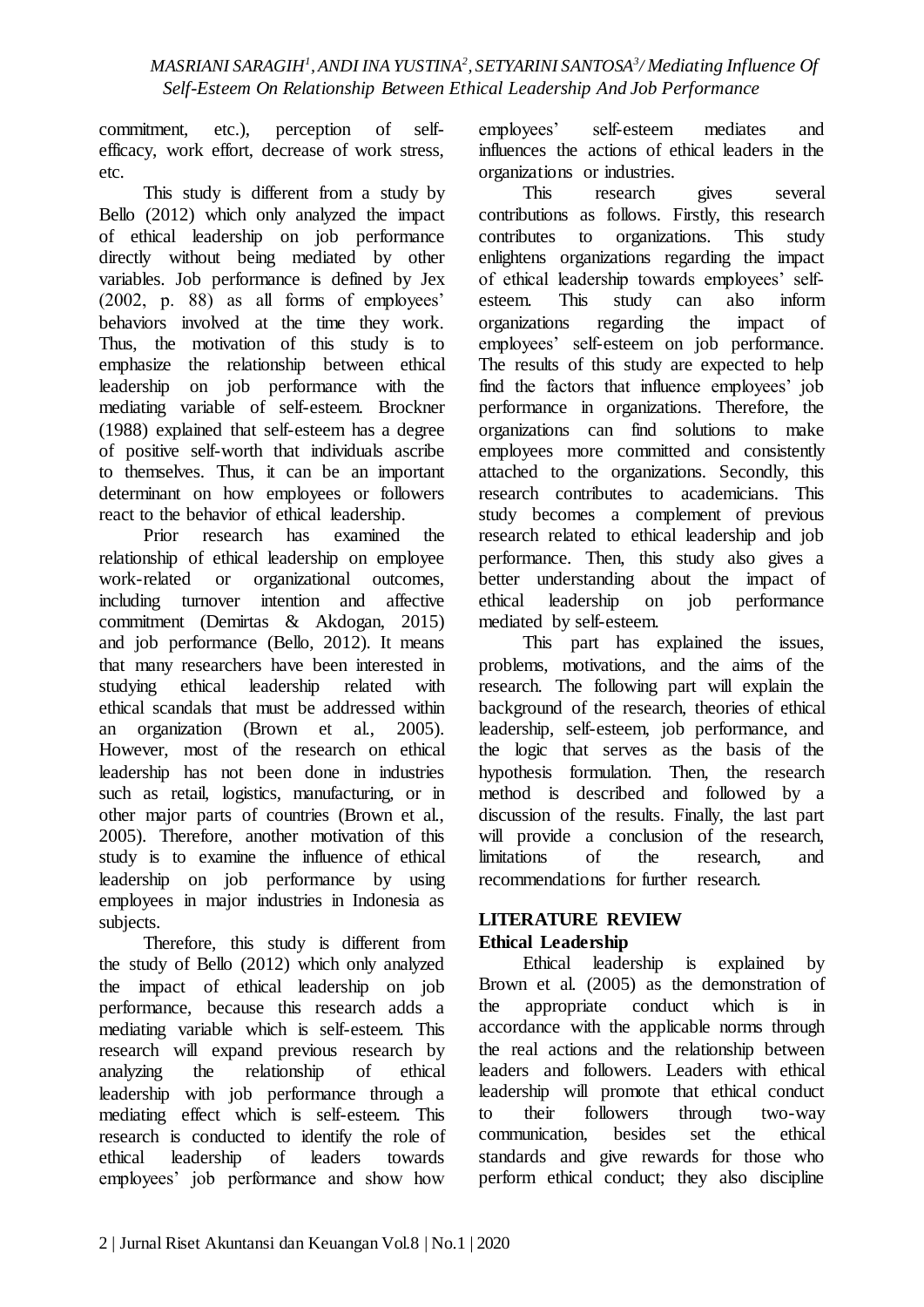commitment, etc.), perception of self-efficacy, work effort, decrease of work stress, etc.

This study is different from a study by Bello (2012) which only analyzed the impact of ethical leadership on job performance directly without being mediated by other variables. Job performance is defined by Jex (2002, p. 88) as all forms of employees' behaviors involved at the time they work. Thus, the motivation of this study is to emphasize the relationship between ethical leadership on job performance with the mediating variable of self-esteem. Brockner (1988) explained that self-esteem has a degree of positive self-worth that individuals ascribe to themselves. Thus, it can be an important determinant on how employees or followers react to the behavior of ethical leadership.

Prior research has examined the relationship of ethical leadership on employee work-related or organizational outcomes, including turnover intention and affective commitment (Demirtas & Akdogan, 2015) and job performance (Bello, 2012). It means that many researchers have been interested in studying ethical leadership related with ethical scandals that must be addressed within an organization (Brown et al., 2005). However, most of the research on ethical leadership has not been done in industries such as retail, logistics, manufacturing, or in other major parts of countries (Brown et al., 2005). Therefore, another motivation of this study is to examine the influence of ethical leadership on job performance by using employees in major industries in Indonesia as subjects.

Therefore, this study is different from the study of Bello (2012) which only analyzed the impact of ethical leadership on job performance, because this research adds a mediating variable which is self-esteem. This research will expand previous research by analyzing the relationship of ethical leadership with job performance through a mediating effect which is self-esteem. This research is conducted to identify the role of ethical leadership of leaders towards employees' job performance and show how employees' self-esteem mediates and influences the actions of ethical leaders in the organizations or industries.

This research gives several contributions as follows. Firstly, this research contributes to organizations. This study enlightens organizations regarding the impact of ethical leadership towards employees' self-esteem. This study can also inform organizations regarding the impact of employees' self-esteem on job performance. The results of this study are expected to help find the factors that influence employees' job performance in organizations. Therefore, the organizations can find solutions to make employees more committed and consistently attached to the organizations. Secondly, this research contributes to academicians. This study becomes a complement of previous research related to ethical leadership and job performance. Then, this study also gives a better understanding about the impact of ethical leadership on job performance mediated by self-esteem.

This part has explained the issues, problems, motivations, and the aims of the research. The following part will explain the background of the research, theories of ethical leadership, self-esteem, job performance, and the logic that serves as the basis of the hypothesis formulation. Then, the research method is described and followed by a discussion of the results. Finally, the last part will provide a conclusion of the research, limitations of the research, and recommendations for further research.

## LITERATURE REVIEW

### Ethical Leadership

Ethical leadership is explained by Brown et al. (2005) as the demonstration of the appropriate conduct which is in accordance with the applicable norms through the real actions and the relationship between leaders and followers. Leaders with ethical leadership will promote that ethical conduct to their followers through two-way communication, besides set the ethical standards and give rewards for those who perform ethical conduct; they also discipline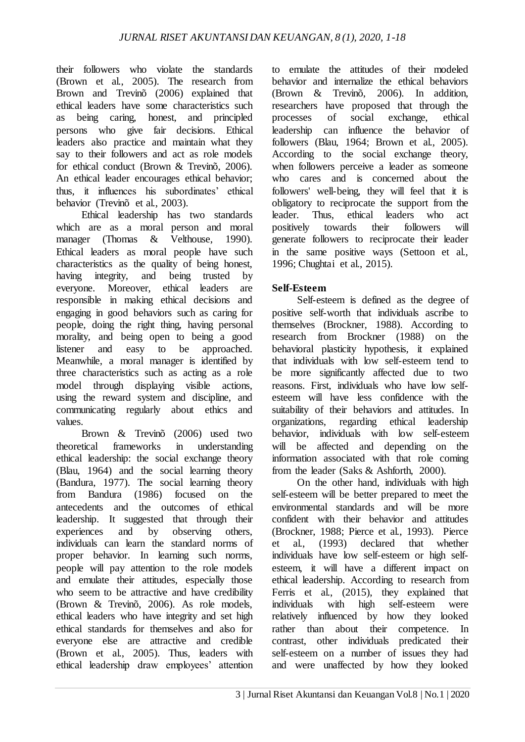their followers who violate the standards (Brown et al., 2005). The research from Brown and Trevinõ (2006) explained that ethical leaders have some characteristics such as being caring, honest, and principled persons who give fair decisions. Ethical leaders also practice and maintain what they say to their followers and act as role models for ethical conduct (Brown & Trevinõ, 2006). An ethical leader encourages ethical behavior; thus, it influences his subordinates' ethical behavior (Trevinõ et al., 2003).

Ethical leadership has two standards which are as a moral person and moral manager (Thomas & Velthouse, 1990). Ethical leaders as moral people have such characteristics as the quality of being honest, having integrity, and being trusted by everyone. Moreover, ethical leaders are responsible in making ethical decisions and engaging in good behaviors such as caring for people, doing the right thing, having personal morality, and being open to being a good listener and easy to be approached. Meanwhile, a moral manager is identified by three characteristics such as acting as a role model through displaying visible actions, using the reward system and discipline, and communicating regularly about ethics and values.

Brown & Trevinõ (2006) used two theoretical frameworks in understanding ethical leadership: the social exchange theory (Blau, 1964) and the social learning theory (Bandura, 1977). The social learning theory from Bandura (1986) focused on the antecedents and the outcomes of ethical leadership. It suggested that through their experiences and by observing others, individuals can learn the standard norms of proper behavior. In learning such norms, people will pay attention to the role models and emulate their attitudes, especially those who seem to be attractive and have credibility (Brown & Trevinõ, 2006). As role models, ethical leaders who have integrity and set high ethical standards for themselves and also for everyone else are attractive and credible (Brown et al., 2005). Thus, leaders with ethical leadership draw employees' attention to emulate the attitudes of their modeled behavior and internalize the ethical behaviors (Brown & Trevinõ, 2006). In addition, researchers have proposed that through the processes of social exchange, ethical leadership can influence the behavior of followers (Blau, 1964; Brown et al., 2005). According to the social exchange theory, when followers perceive a leader as someone who cares and is concerned about the followers' well-being, they will feel that it is obligatory to reciprocate the support from the leader. Thus, ethical leaders who act positively towards their followers will generate followers to reciprocate their leader in the same positive ways (Settoon et al., 1996; Chughtai et al., 2015).

## Self-Esteem

Self-esteem is defined as the degree of positive self-worth that individuals ascribe to themselves (Brockner, 1988). According to research from Brockner (1988) on the behavioral plasticity hypothesis, it explained that individuals with low self-esteem tend to be more significantly affected due to two reasons. First, individuals who have low self-esteem will have less confidence with the suitability of their behaviors and attitudes. In organizations, regarding ethical leadership behavior, individuals with low self-esteem will be affected and depending on the information associated with that role coming from the leader (Saks & Ashforth, 2000).

On the other hand, individuals with high self-esteem will be better prepared to meet the environmental standards and will be more confident with their behavior and attitudes (Brockner, 1988; Pierce et al., 1993). Pierce et al., (1993) declared that whether individuals have low self-esteem or high self-esteem, it will have a different impact on ethical leadership. According to research from Ferris et al., (2015), they explained that individuals with high self-esteem were relatively influenced by how they looked rather than about their competence. In contrast, other individuals predicated their self-esteem on a number of issues they had and were unaffected by how they looked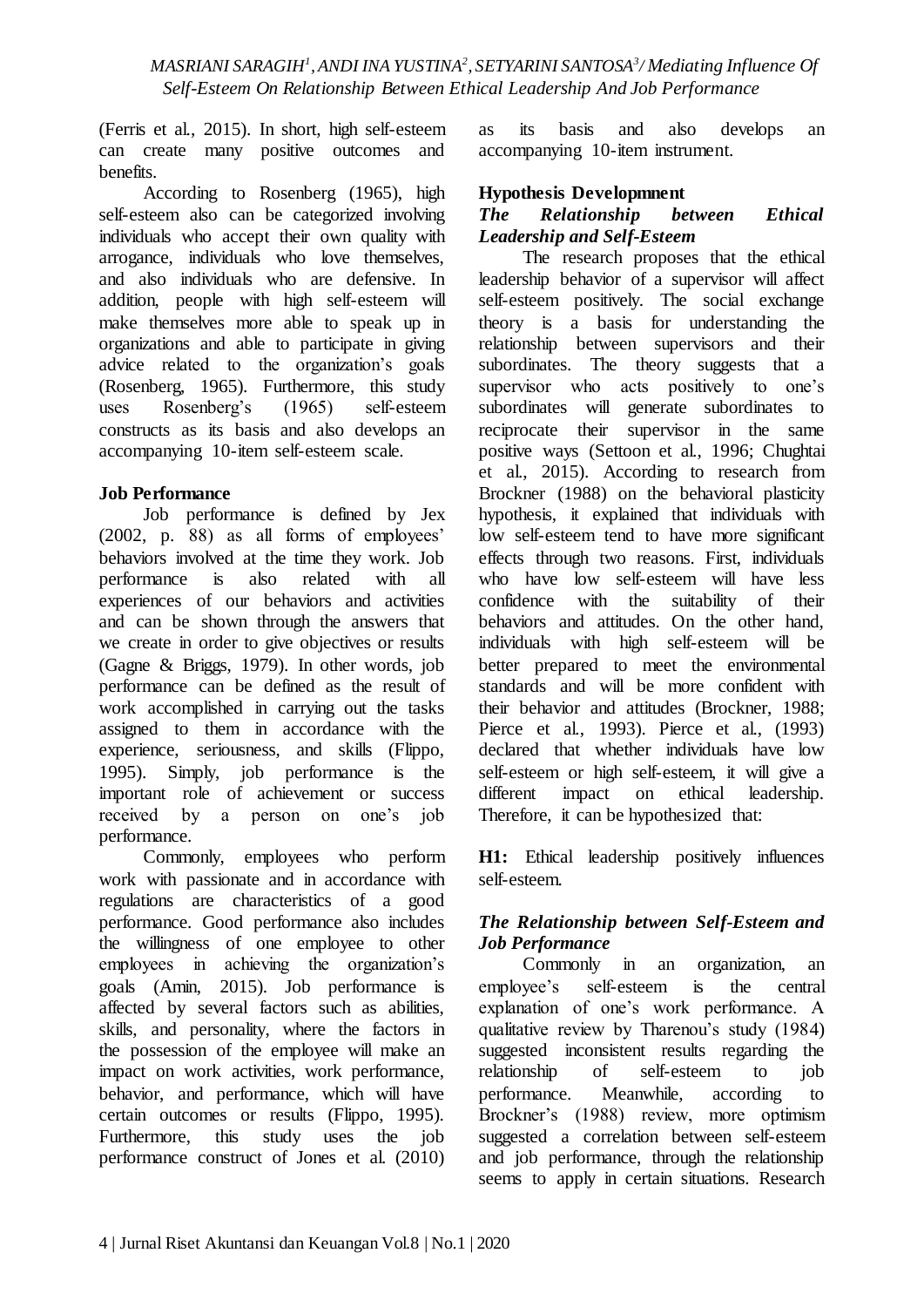(Ferris et al., 2015). In short, high self-esteem can create many positive outcomes and benefits.

According to Rosenberg (1965), high self-esteem also can be categorized involving individuals who accept their own quality with arrogance, individuals who love themselves, and also individuals who are defensive. In addition, people with high self-esteem will make themselves more able to speak up in organizations and able to participate in giving advice related to the organization's goals (Rosenberg, 1965). Furthermore, this study uses Rosenberg's (1965) self-esteem constructs as its basis and also develops an accompanying 10-item self-esteem scale.

**Job Performance**

Job performance is defined by Jex (2002, p. 88) as all forms of employees' behaviors involved at the time they work. Job performance is also related with all experiences of our behaviors and activities and can be shown through the answers that we create in order to give objectives or results (Gagne & Briggs, 1979). In other words, job performance can be defined as the result of work accomplished in carrying out the tasks assigned to them in accordance with the experience, seriousness, and skills (Flippo, 1995). Simply, job performance is the important role of achievement or success received by a person on one's job performance.

Commonly, employees who perform work with passionate and in accordance with regulations are characteristics of a good performance. Good performance also includes the willingness of one employee to other employees in achieving the organization's goals (Amin, 2015). Job performance is affected by several factors such as abilities, skills, and personality, where the factors in the possession of the employee will make an impact on work activities, work performance, behavior, and performance, which will have certain outcomes or results (Flippo, 1995). Furthermore, this study uses the job performance construct of Jones et al. (2010) as its basis and also develops an accompanying 10-item instrument.

**Hypothesis Developmnent**

***The Relationship between Ethical Leadership and Self-Esteem***

The research proposes that the ethical leadership behavior of a supervisor will affect self-esteem positively. The social exchange theory is a basis for understanding the relationship between supervisors and their subordinates. The theory suggests that a supervisor who acts positively to one's subordinates will generate subordinates to reciprocate their supervisor in the same positive ways (Settoon et al., 1996; Chughtai et al., 2015). According to research from Brockner (1988) on the behavioral plasticity hypothesis, it explained that individuals with low self-esteem tend to have more significant effects through two reasons. First, individuals who have low self-esteem will have less confidence with the suitability of their behaviors and attitudes. On the other hand, individuals with high self-esteem will be better prepared to meet the environmental standards and will be more confident with their behavior and attitudes (Brockner, 1988; Pierce et al., 1993). Pierce et al., (1993) declared that whether individuals have low self-esteem or high self-esteem, it will give a different impact on ethical leadership. Therefore, it can be hypothesized that:

**H1:** Ethical leadership positively influences self-esteem.

***The Relationship between Self-Esteem and Job Performance***

Commonly in an organization, an employee's self-esteem is the central explanation of one's work performance. A qualitative review by Tharenou's study (1984) suggested inconsistent results regarding the relationship of self-esteem to job performance. Meanwhile, according to Brockner's (1988) review, more optimism suggested a correlation between self-esteem and job performance, through the relationship seems to apply in certain situations. Research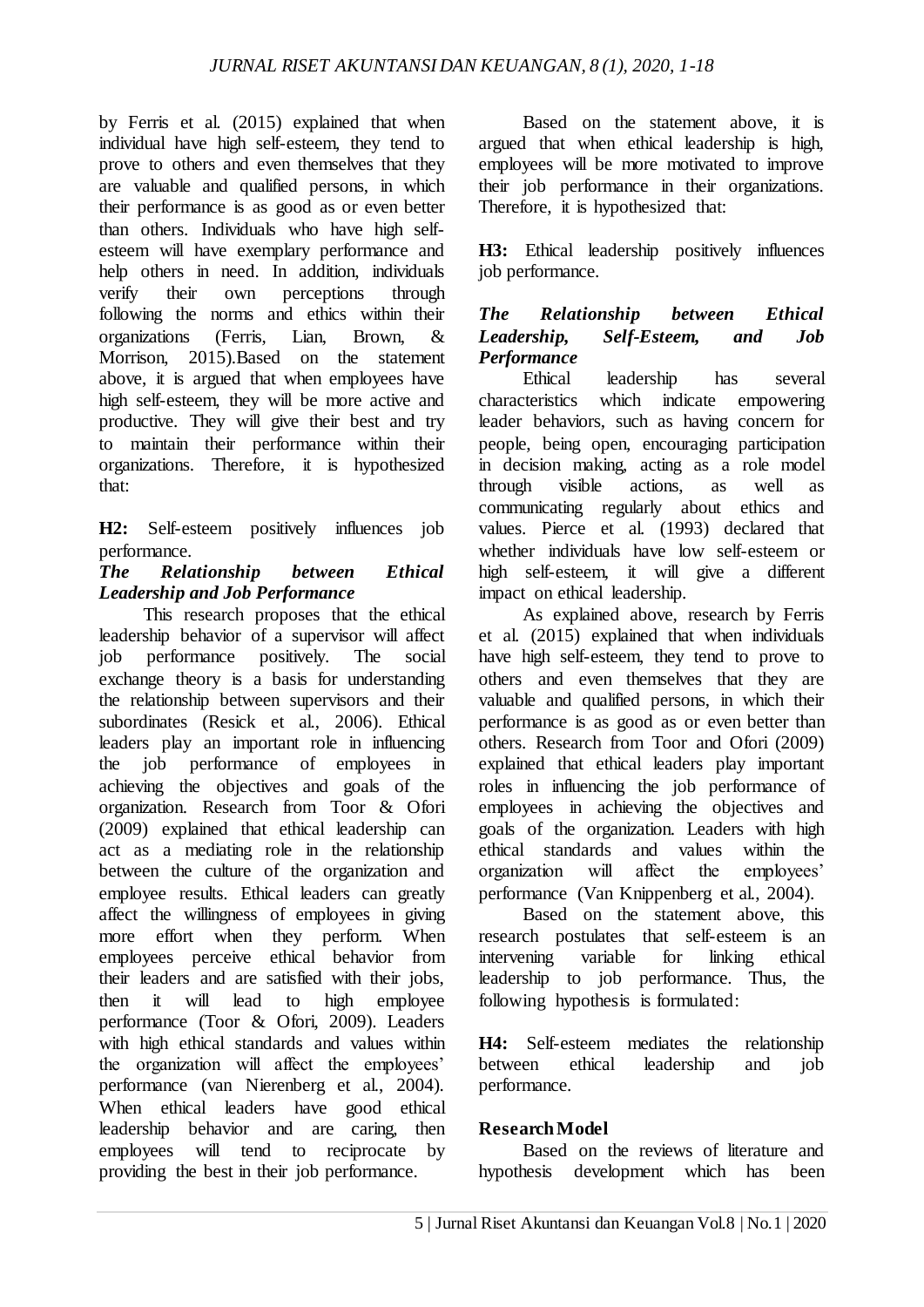by Ferris et al. (2015) explained that when individual have high self-esteem, they tend to prove to others and even themselves that they are valuable and qualified persons, in which their performance is as good as or even better than others. Individuals who have high self-esteem will have exemplary performance and help others in need. In addition, individuals verify their own perceptions through following the norms and ethics within their organizations (Ferris, Lian, Brown, & Morrison, 2015).Based on the statement above, it is argued that when employees have high self-esteem, they will be more active and productive. They will give their best and try to maintain their performance within their organizations. Therefore, it is hypothesized that:

**H2:** Self-esteem positively influences job performance.

### *The Relationship between Ethical Leadership and Job Performance*

This research proposes that the ethical leadership behavior of a supervisor will affect job performance positively. The social exchange theory is a basis for understanding the relationship between supervisors and their subordinates (Resick et al., 2006). Ethical leaders play an important role in influencing the job performance of employees in achieving the objectives and goals of the organization. Research from Toor & Ofori (2009) explained that ethical leadership can act as a mediating role in the relationship between the culture of the organization and employee results. Ethical leaders can greatly affect the willingness of employees in giving more effort when they perform. When employees perceive ethical behavior from their leaders and are satisfied with their jobs, then it will lead to high employee performance (Toor & Ofori, 2009). Leaders with high ethical standards and values within the organization will affect the employees' performance (van Nierenberg et al., 2004). When ethical leaders have good ethical leadership behavior and are caring, then employees will tend to reciprocate by providing the best in their job performance.

Based on the statement above, it is argued that when ethical leadership is high, employees will be more motivated to improve their job performance in their organizations. Therefore, it is hypothesized that:

**H3:** Ethical leadership positively influences job performance.

### *The Relationship between Ethical Leadership, Self-Esteem, and Job Performance*

Ethical leadership has several characteristics which indicate empowering leader behaviors, such as having concern for people, being open, encouraging participation in decision making, acting as a role model through visible actions, as well as communicating regularly about ethics and values. Pierce et al. (1993) declared that whether individuals have low self-esteem or high self-esteem, it will give a different impact on ethical leadership.

As explained above, research by Ferris et al. (2015) explained that when individuals have high self-esteem, they tend to prove to others and even themselves that they are valuable and qualified persons, in which their performance is as good as or even better than others. Research from Toor and Ofori (2009) explained that ethical leaders play important roles in influencing the job performance of employees in achieving the objectives and goals of the organization. Leaders with high ethical standards and values within the organization will affect the employees' performance (Van Knippenberg et al., 2004).

Based on the statement above, this research postulates that self-esteem is an intervening variable for linking ethical leadership to job performance. Thus, the following hypothesis is formulated:

**H4:** Self-esteem mediates the relationship between ethical leadership and job performance.

## Research Model

Based on the reviews of literature and hypothesis development which has been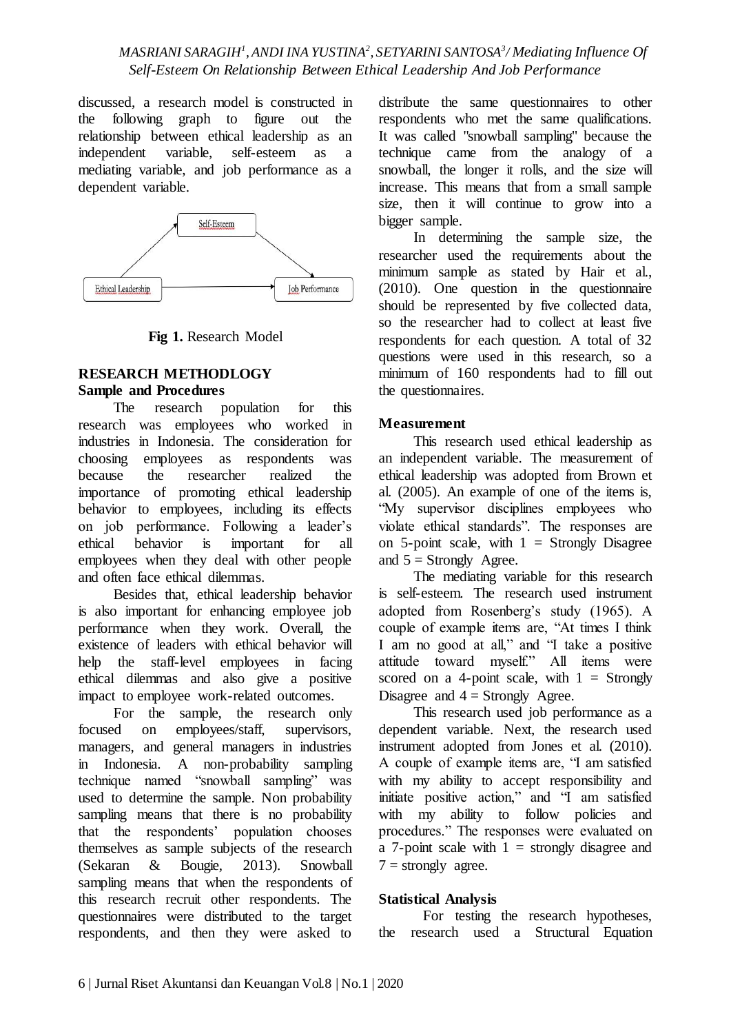discussed, a research model is constructed in the following graph to figure out the relationship between ethical leadership as an independent variable, self-esteem as a mediating variable, and job performance as a dependent variable.

**Fig 1.** Research Model

## RESEARCH METHODLOGY

### Sample and Procedures

The research population for this research was employees who worked in industries in Indonesia. The consideration for choosing employees as respondents was because the researcher realized the importance of promoting ethical leadership behavior to employees, including its effects on job performance. Following a leader's ethical behavior is important for all employees when they deal with other people and often face ethical dilemmas.

Besides that, ethical leadership behavior is also important for enhancing employee job performance when they work. Overall, the existence of leaders with ethical behavior will help the staff-level employees in facing ethical dilemmas and also give a positive impact to employee work-related outcomes.

For the sample, the research only focused on employees/staff, supervisors, managers, and general managers in industries in Indonesia. A non-probability sampling technique named "snowball sampling" was used to determine the sample. Non probability sampling means that there is no probability that the respondents' population chooses themselves as sample subjects of the research (Sekaran & Bougie, 2013). Snowball sampling means that when the respondents of this research recruit other respondents. The questionnaires were distributed to the target respondents, and then they were asked to distribute the same questionnaires to other respondents who met the same qualifications. It was called "snowball sampling" because the technique came from the analogy of a snowball, the longer it rolls, and the size will increase. This means that from a small sample size, then it will continue to grow into a bigger sample.

In determining the sample size, the researcher used the requirements about the minimum sample as stated by Hair et al., (2010). One question in the questionnaire should be represented by five collected data, so the researcher had to collect at least five respondents for each question. A total of 32 questions were used in this research, so a minimum of 160 respondents had to fill out the questionnaires.

### Measurement

This research used ethical leadership as an independent variable. The measurement of ethical leadership was adopted from Brown et al. (2005). An example of one of the items is, "My supervisor disciplines employees who violate ethical standards". The responses are on 5-point scale, with 1 = Strongly Disagree and 5 = Strongly Agree.

The mediating variable for this research is self-esteem. The research used instrument adopted from Rosenberg's study (1965). A couple of example items are, "At times I think I am no good at all," and "I take a positive attitude toward myself." All items were scored on a 4-point scale, with 1 = Strongly Disagree and 4 = Strongly Agree.

This research used job performance as a dependent variable. Next, the research used instrument adopted from Jones et al. (2010). A couple of example items are, "I am satisfied with my ability to accept responsibility and initiate positive action," and "I am satisfied with my ability to follow policies and procedures." The responses were evaluated on a 7-point scale with 1 = strongly disagree and 7 = strongly agree.

### Statistical Analysis

For testing the research hypotheses, the research used a Structural Equation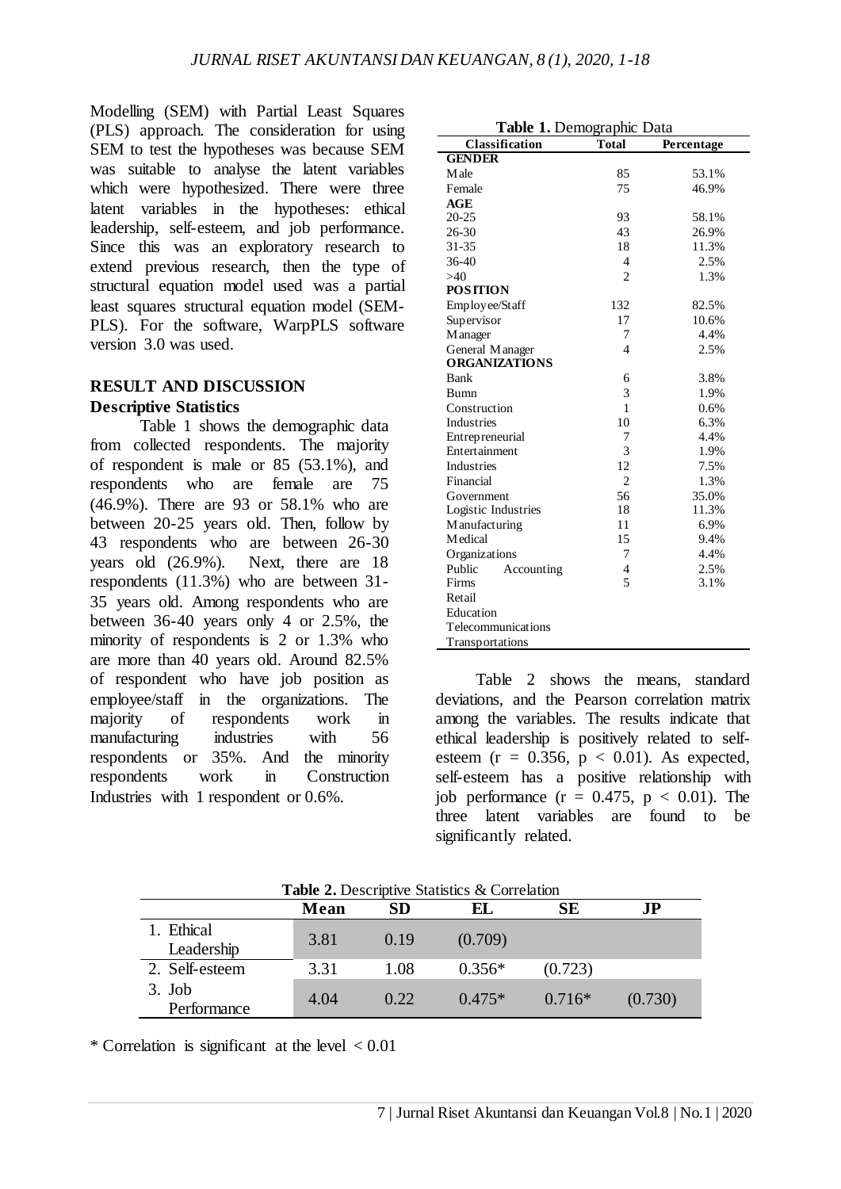Modelling (SEM) with Partial Least Squares (PLS) approach. The consideration for using SEM to test the hypotheses was because SEM was suitable to analyse the latent variables which were hypothesized. There were three latent variables in the hypotheses: ethical leadership, self-esteem, and job performance. Since this was an exploratory research to extend previous research, then the type of structural equation model used was a partial least squares structural equation model (SEM-PLS). For the software, WarpPLS software version 3.0 was used.

## RESULT AND DISCUSSION

### Descriptive Statistics

Table 1 shows the demographic data from collected respondents. The majority of respondent is male or 85 (53.1%), and respondents who are female are 75 (46.9%). There are 93 or 58.1% who are between 20-25 years old. Then, follow by 43 respondents who are between 26-30 years old (26.9%). Next, there are 18 respondents (11.3%) who are between 31-35 years old. Among respondents who are between 36-40 years only 4 or 2.5%, the minority of respondents is 2 or 1.3% who are more than 40 years old. Around 82.5% of respondent who have job position as employee/staff in the organizations. The majority of respondents work in manufacturing industries with 56 respondents or 35%. And the minority respondents work in Construction Industries with 1 respondent or 0.6%.

**Table 1.** Demographic Data

| Classification | Total | Percentage |
|---|---|---|
| **GENDER** | | |
| Male | 85 | 53.1% |
| Female | 75 | 46.9% |
| **AGE** | | |
| 20-25 | 93 | 58.1% |
| 26-30 | 43 | 26.9% |
| 31-35 | 18 | 11.3% |
| 36-40 | 4 | 2.5% |
| >40 | 2 | 1.3% |
| **POSITION** | | |
| Employee/Staff | 132 | 82.5% |
| Supervisor | 17 | 10.6% |
| Manager | 7 | 4.4% |
| General Manager | 4 | 2.5% |
| **ORGANIZATIONS** | | |
| Bank | 6 | 3.8% |
| Bumn | 3 | 1.9% |
| Construction | 1 | 0.6% |
| Industries | 10 | 6.3% |
| Entrepreneurial | 7 | 4.4% |
| Entertainment | 3 | 1.9% |
| Industries | 12 | 7.5% |
| Financial | 2 | 1.3% |
| Government | 56 | 35.0% |
| Logistic Industries | 18 | 11.3% |
| Manufacturing | 11 | 6.9% |
| Medical | 15 | 9.4% |
| Organizations | 7 | 4.4% |
| Public Accounting | 4 | 2.5% |
| Firms | 5 | 3.1% |
| Retail | | |
| Education | | |
| Telecommunications | | |
| Transportations | | |

Table 2 shows the means, standard deviations, and the Pearson correlation matrix among the variables. The results indicate that ethical leadership is positively related to self-esteem ($r = 0.356$, $p < 0.01$). As expected, self-esteem has a positive relationship with job performance ($r = 0.475$, $p < 0.01$). The three latent variables are found to be significantly related.

**Table 2.** Descriptive Statistics & Correlation

| | Mean | SD | EL | SE | JP |
|---|---|---|---|---|---|
| 1. Ethical Leadership | 3.81 | 0.19 | (0.709) | | |
| 2. Self-esteem | 3.31 | 1.08 | 0.356* | (0.723) | |
| 3. Job Performance | 4.04 | 0.22 | 0.475* | 0.716* | (0.730) |

* Correlation is significant at the level < 0.01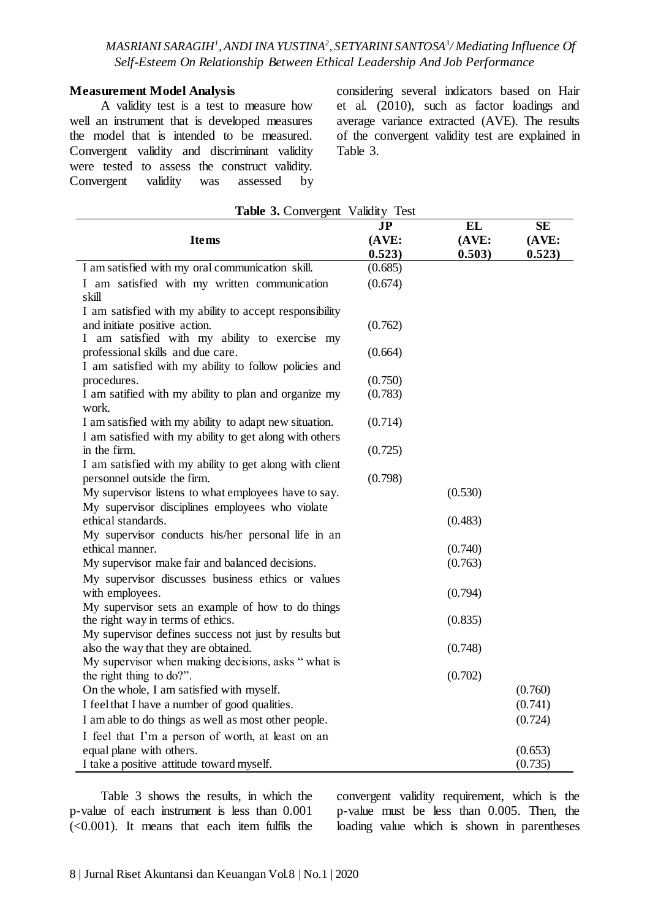### Measurement Model Analysis

A validity test is a test to measure how well an instrument that is developed measures the model that is intended to be measured. Convergent validity and discriminant validity were tested to assess the construct validity. Convergent validity was assessed by considering several indicators based on Hair et al. (2010), such as factor loadings and average variance extracted (AVE). The results of the convergent validity test are explained in Table 3.

**Table 3.** Convergent Validity Test

| Items | JP (AVE: 0.523) | EL (AVE: 0.503) | SE (AVE: 0.523) |
|---|---|---|---|
| I am satisfied with my oral communication skill. | (0.685) | | |
| I am satisfied with my written communication skill | (0.674) | | |
| I am satisfied with my ability to accept responsibility and initiate positive action. | (0.762) | | |
| I am satisfied with my ability to exercise my professional skills and due care. | (0.664) | | |
| I am satisfied with my ability to follow policies and procedures. | (0.750) | | |
| I am satified with my ability to plan and organize my work. | (0.783) | | |
| I am satisfied with my ability to adapt new situation. | (0.714) | | |
| I am satisfied with my ability to get along with others in the firm. | (0.725) | | |
| I am satisfied with my ability to get along with client personnel outside the firm. | (0.798) | | |
| My supervisor listens to what employees have to say. | | (0.530) | |
| My supervisor disciplines employees who violate ethical standards. | | (0.483) | |
| My supervisor conducts his/her personal life in an ethical manner. | | (0.740) | |
| My supervisor make fair and balanced decisions. | | (0.763) | |
| My supervisor discusses business ethics or values with employees. | | (0.794) | |
| My supervisor sets an example of how to do things the right way in terms of ethics. | | (0.835) | |
| My supervisor defines success not just by results but also the way that they are obtained. | | (0.748) | |
| My supervisor when making decisions, asks " what is the right thing to do?". | | (0.702) | |
| On the whole, I am satisfied with myself. | | | (0.760) |
| I feel that I have a number of good qualities. | | | (0.741) |
| I am able to do things as well as most other people. | | | (0.724) |
| I feel that I'm a person of worth, at least on an equal plane with others. | | | (0.653) |
| I take a positive attitude toward myself. | | | (0.735) |

Table 3 shows the results, in which the p-value of each instrument is less than 0.001 ($<0.001$). It means that each item fulfils the convergent validity requirement, which is the p-value must be less than 0.005. Then, the loading value which is shown in parentheses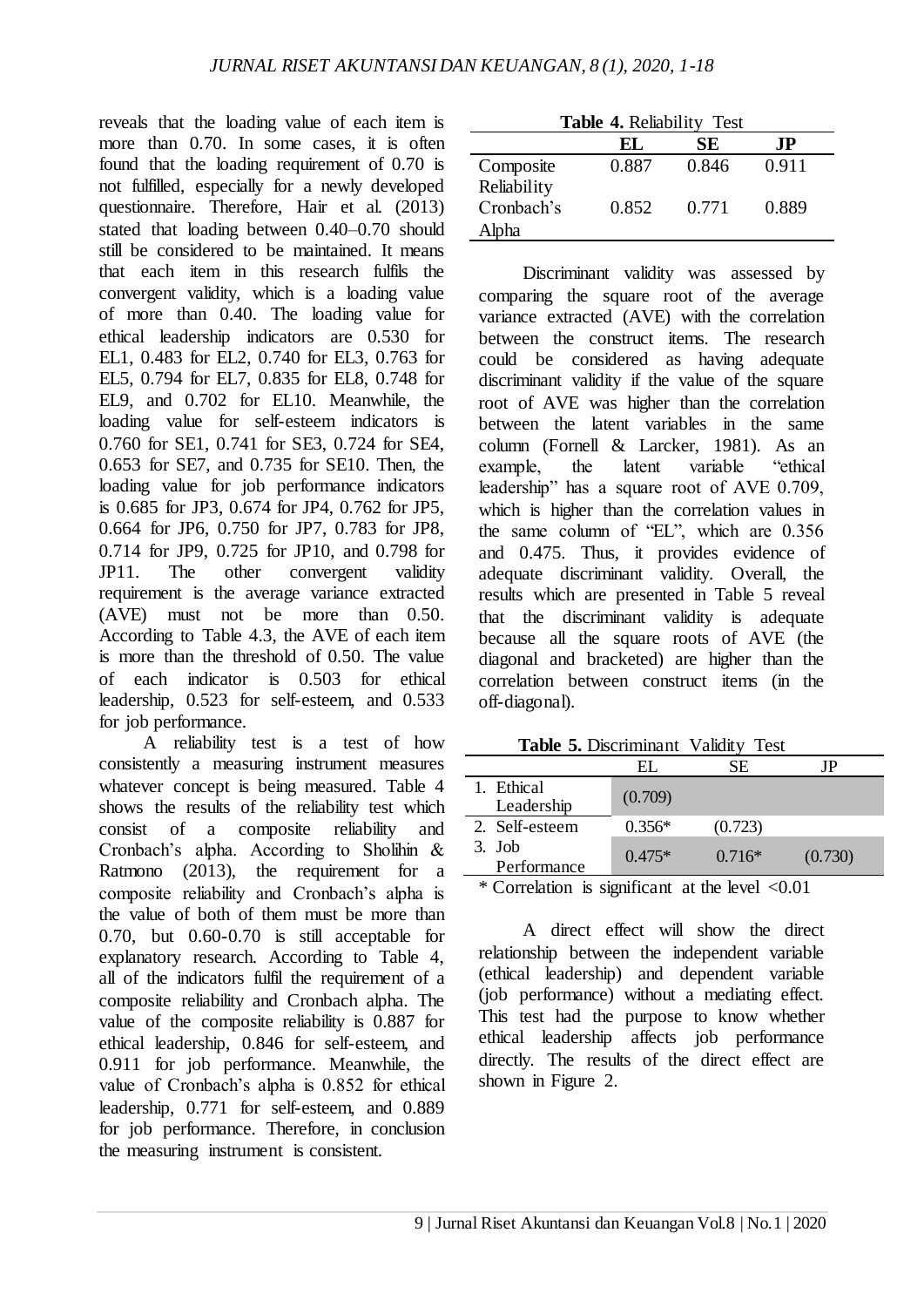reveals that the loading value of each item is more than 0.70. In some cases, it is often found that the loading requirement of 0.70 is not fulfilled, especially for a newly developed questionnaire. Therefore, Hair et al. (2013) stated that loading between 0.40–0.70 should still be considered to be maintained. It means that each item in this research fulfils the convergent validity, which is a loading value of more than 0.40. The loading value for ethical leadership indicators are 0.530 for EL1, 0.483 for EL2, 0.740 for EL3, 0.763 for EL5, 0.794 for EL7, 0.835 for EL8, 0.748 for EL9, and 0.702 for EL10. Meanwhile, the loading value for self-esteem indicators is 0.760 for SE1, 0.741 for SE3, 0.724 for SE4, 0.653 for SE7, and 0.735 for SE10. Then, the loading value for job performance indicators is 0.685 for JP3, 0.674 for JP4, 0.762 for JP5, 0.664 for JP6, 0.750 for JP7, 0.783 for JP8, 0.714 for JP9, 0.725 for JP10, and 0.798 for JP11. The other convergent validity requirement is the average variance extracted (AVE) must not be more than 0.50. According to Table 4.3, the AVE of each item is more than the threshold of 0.50. The value of each indicator is 0.503 for ethical leadership, 0.523 for self-esteem, and 0.533 for job performance.

A reliability test is a test of how consistently a measuring instrument measures whatever concept is being measured. Table 4 shows the results of the reliability test which consist of a composite reliability and Cronbach's alpha. According to Sholihin & Ratmono (2013), the requirement for a composite reliability and Cronbach's alpha is the value of both of them must be more than 0.70, but 0.60-0.70 is still acceptable for explanatory research. According to Table 4, all of the indicators fulfil the requirement of a composite reliability and Cronbach alpha. The value of the composite reliability is 0.887 for ethical leadership, 0.846 for self-esteem, and 0.911 for job performance. Meanwhile, the value of Cronbach's alpha is 0.852 for ethical leadership, 0.771 for self-esteem, and 0.889 for job performance. Therefore, in conclusion the measuring instrument is consistent.

**Table 4.** Reliability Test

| | EL | SE | JP |
|---|---|---|---|
| Composite Reliability | 0.887 | 0.846 | 0.911 |
| Cronbach's Alpha | 0.852 | 0.771 | 0.889 |

Discriminant validity was assessed by comparing the square root of the average variance extracted (AVE) with the correlation between the construct items. The research could be considered as having adequate discriminant validity if the value of the square root of AVE was higher than the correlation between the latent variables in the same column (Fornell & Larcker, 1981). As an example, the latent variable "ethical leadership" has a square root of AVE 0.709, which is higher than the correlation values in the same column of "EL", which are 0.356 and 0.475. Thus, it provides evidence of adequate discriminant validity. Overall, the results which are presented in Table 5 reveal that the discriminant validity is adequate because all the square roots of AVE (the diagonal and bracketed) are higher than the correlation between construct items (in the off-diagonal).

**Table 5.** Discriminant Validity Test

| | EL | SE | JP |
|---|---|---|---|
| 1. Ethical Leadership | (0.709) | | |
| 2. Self-esteem | 0.356* | (0.723) | |
| 3. Job Performance | 0.475* | 0.716* | (0.730) |

\* Correlation is significant at the level <0.01

A direct effect will show the direct relationship between the independent variable (ethical leadership) and dependent variable (job performance) without a mediating effect. This test had the purpose to know whether ethical leadership affects job performance directly. The results of the direct effect are shown in Figure 2.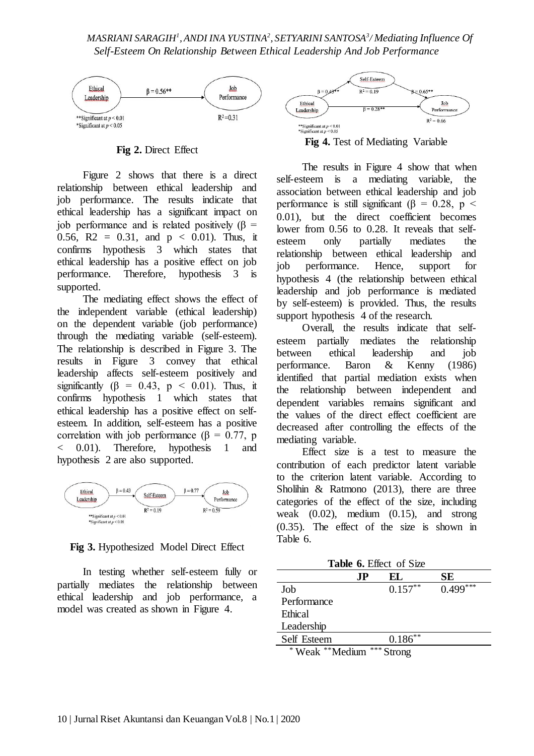Fig 2. Direct Effect

Figure 2 shows that there is a direct relationship between ethical leadership and job performance. The results indicate that ethical leadership has a significant impact on job performance and is related positively ($\beta$ = 0.56, R2 = 0.31, and $p < 0.01$). Thus, it confirms hypothesis 3 which states that ethical leadership has a positive effect on job performance. Therefore, hypothesis 3 is supported.

The mediating effect shows the effect of the independent variable (ethical leadership) on the dependent variable (job performance) through the mediating variable (self-esteem). The relationship is described in Figure 3. The results in Figure 3 convey that ethical leadership affects self-esteem positively and significantly ($\beta$ = 0.43, $p < 0.01$). Thus, it confirms hypothesis 1 which states that ethical leadership has a positive effect on self-esteem. In addition, self-esteem has a positive correlation with job performance ($\beta$ = 0.77, $p < 0.01$). Therefore, hypothesis 1 and hypothesis 2 are also supported.

Fig 3. Hypothesized Model Direct Effect

In testing whether self-esteem fully or partially mediates the relationship between ethical leadership and job performance, a model was created as shown in Figure 4.

Fig 4. Test of Mediating Variable

The results in Figure 4 show that when self-esteem is a mediating variable, the association between ethical leadership and job performance is still significant ($\beta$ = 0.28, $p < 0.01$), but the direct coefficient becomes lower from 0.56 to 0.28. It reveals that self-esteem only partially mediates the relationship between ethical leadership and job performance. Hence, support for hypothesis 4 (the relationship between ethical leadership and job performance is mediated by self-esteem) is provided. Thus, the results support hypothesis 4 of the research.

Overall, the results indicate that self-esteem partially mediates the relationship between ethical leadership and job performance. Baron & Kenny (1986) identified that partial mediation exists when the relationship between independent and dependent variables remains significant and the values of the direct effect coefficient are decreased after controlling the effects of the mediating variable.

Effect size is a test to measure the contribution of each predictor latent variable to the criterion latent variable. According to Sholihin & Ratmono (2013), there are three categories of the effect of the size, including weak (0.02), medium (0.15), and strong (0.35). The effect of the size is shown in Table 6.

**Table 6.** Effect of Size

| | JP | EL | SE |
|---|---|---|---|
| Job Performance | | 0.157** | 0.499*** |
| Ethical Leadership | | | |
| Self Esteem | | 0.186** | |

* Weak ** Medium *** Strong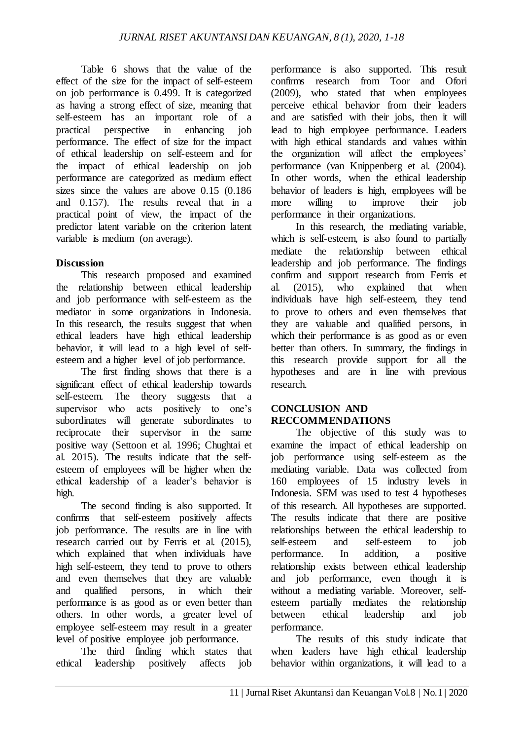Table 6 shows that the value of the effect of the size for the impact of self-esteem on job performance is 0.499. It is categorized as having a strong effect of size, meaning that self-esteem has an important role of a practical perspective in enhancing job performance. The effect of size for the impact of ethical leadership on self-esteem and for the impact of ethical leadership on job performance are categorized as medium effect sizes since the values are above 0.15 (0.186 and 0.157). The results reveal that in a practical point of view, the impact of the predictor latent variable on the criterion latent variable is medium (on average).

## Discussion

This research proposed and examined the relationship between ethical leadership and job performance with self-esteem as the mediator in some organizations in Indonesia. In this research, the results suggest that when ethical leaders have high ethical leadership behavior, it will lead to a high level of self-esteem and a higher level of job performance.

The first finding shows that there is a significant effect of ethical leadership towards self-esteem. The theory suggests that a supervisor who acts positively to one's subordinates will generate subordinates to reciprocate their supervisor in the same positive way (Settoon et al. 1996; Chughtai et al. 2015). The results indicate that the self-esteem of employees will be higher when the ethical leadership of a leader's behavior is high.

The second finding is also supported. It confirms that self-esteem positively affects job performance. The results are in line with research carried out by Ferris et al. (2015), which explained that when individuals have high self-esteem, they tend to prove to others and even themselves that they are valuable and qualified persons, in which their performance is as good as or even better than others. In other words, a greater level of employee self-esteem may result in a greater level of positive employee job performance.

The third finding which states that ethical leadership positively affects job performance is also supported. This result confirms research from Toor and Ofori (2009), who stated that when employees perceive ethical behavior from their leaders and are satisfied with their jobs, then it will lead to high employee performance. Leaders with high ethical standards and values within the organization will affect the employees' performance (van Knippenberg et al. (2004). In other words, when the ethical leadership behavior of leaders is high, employees will be more willing to improve their job performance in their organizations.

In this research, the mediating variable, which is self-esteem, is also found to partially mediate the relationship between ethical leadership and job performance. The findings confirm and support research from Ferris et al. (2015), who explained that when individuals have high self-esteem, they tend to prove to others and even themselves that they are valuable and qualified persons, in which their performance is as good as or even better than others. In summary, the findings in this research provide support for all the hypotheses and are in line with previous research.

## CONCLUSION AND RECCOMMENDATIONS

The objective of this study was to examine the impact of ethical leadership on job performance using self-esteem as the mediating variable. Data was collected from 160 employees of 15 industry levels in Indonesia. SEM was used to test 4 hypotheses of this research. All hypotheses are supported. The results indicate that there are positive relationships between the ethical leadership to self-esteem and self-esteem to job performance. In addition, a positive relationship exists between ethical leadership and job performance, even though it is without a mediating variable. Moreover, self-esteem partially mediates the relationship between ethical leadership and job performance.

The results of this study indicate that when leaders have high ethical leadership behavior within organizations, it will lead to a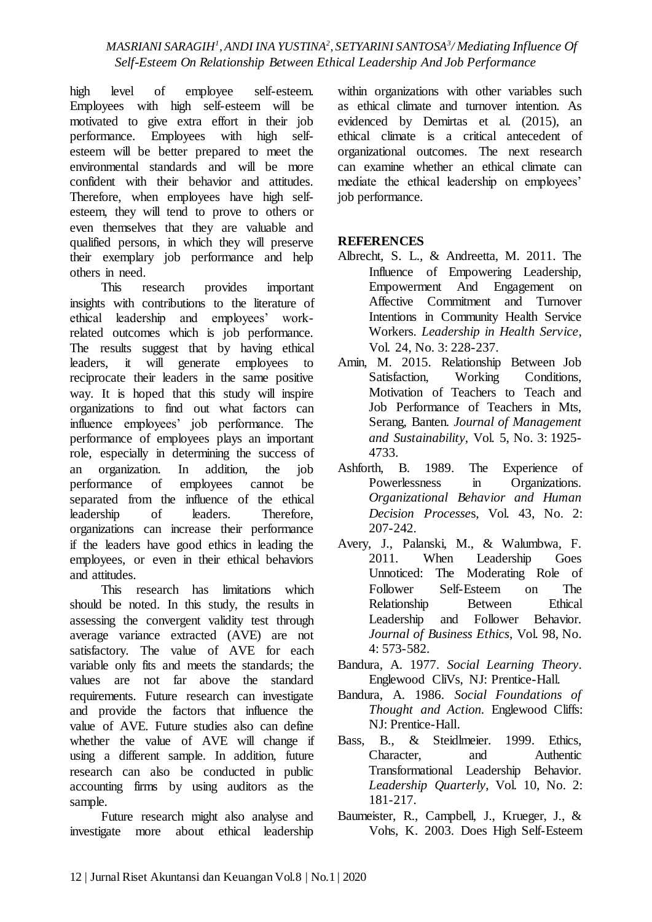high level of employee self-esteem. Employees with high self-esteem will be motivated to give extra effort in their job performance. Employees with high self-esteem will be better prepared to meet the environmental standards and will be more confident with their behavior and attitudes. Therefore, when employees have high self-esteem, they will tend to prove to others or even themselves that they are valuable and qualified persons, in which they will preserve their exemplary job performance and help others in need.

This research provides important insights with contributions to the literature of ethical leadership and employees' work-related outcomes which is job performance. The results suggest that by having ethical leaders, it will generate employees to reciprocate their leaders in the same positive way. It is hoped that this study will inspire organizations to find out what factors can influence employees' job performance. The performance of employees plays an important role, especially in determining the success of an organization. In addition, the job performance of employees cannot be separated from the influence of the ethical leadership of leaders. Therefore, organizations can increase their performance if the leaders have good ethics in leading the employees, or even in their ethical behaviors and attitudes.

This research has limitations which should be noted. In this study, the results in assessing the convergent validity test through average variance extracted (AVE) are not satisfactory. The value of AVE for each variable only fits and meets the standards; the values are not far above the standard requirements. Future research can investigate and provide the factors that influence the value of AVE. Future studies also can define whether the value of AVE will change if using a different sample. In addition, future research can also be conducted in public accounting firms by using auditors as the sample.

Future research might also analyse and investigate more about ethical leadership within organizations with other variables such as ethical climate and turnover intention. As evidenced by Demirtas et al. (2015), an ethical climate is a critical antecedent of organizational outcomes. The next research can examine whether an ethical climate can mediate the ethical leadership on employees' job performance.

## REFERENCES

Albrecht, S. L., & Andreetta, M. 2011. The Influence of Empowering Leadership, Empowerment And Engagement on Affective Commitment and Turnover Intentions in Community Health Service Workers. *Leadership in Health Service*, Vol. 24, No. 3: 228-237.

Amin, M. 2015. Relationship Between Job Satisfaction, Working Conditions, Motivation of Teachers to Teach and Job Performance of Teachers in Mts, Serang, Banten. *Journal of Management and Sustainability*, Vol. 5, No. 3: 1925-4733.

Ashforth, B. 1989. The Experience of Powerlessness in Organizations. *Organizational Behavior and Human Decision Processes*, Vol. 43, No. 2: 207-242.

Avery, J., Palanski, M., & Walumbwa, F. 2011. When Leadership Goes Unnoticed: The Moderating Role of Follower Self-Esteem on The Relationship Between Ethical Leadership and Follower Behavior. *Journal of Business Ethics*, Vol. 98, No. 4: 573-582.

Bandura, A. 1977. *Social Learning Theory*. Englewood CliVs, NJ: Prentice-Hall.

Bandura, A. 1986. *Social Foundations of Thought and Action*. Englewood Cliffs: NJ: Prentice-Hall.

Bass, B., & Steidlmeier. 1999. Ethics, Character, and Authentic Transformational Leadership Behavior. *Leadership Quarterly*, Vol. 10, No. 2: 181-217.

Baumeister, R., Campbell, J., Krueger, J., & Vohs, K. 2003. Does High Self-Esteem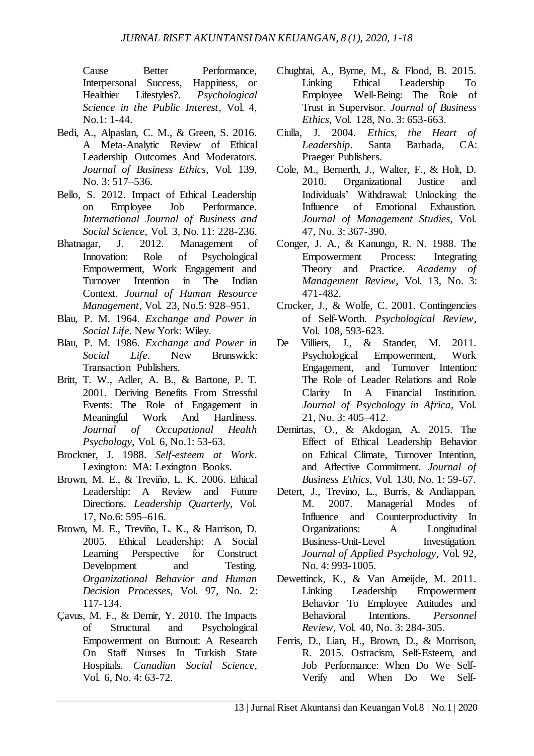Cause Better Performance, Interpersonal Success, Happiness, or Healthier Lifestyles?. *Psychological Science in the Public Interest*, Vol. 4, No.1: 1-44.

Bedi, A., Alpaslan, C. M., & Green, S. 2016. A Meta-Analytic Review of Ethical Leadership Outcomes And Moderators. *Journal of Business Ethics*, Vol. 139, No. 3: 517–536.

Bello, S. 2012. Impact of Ethical Leadership on Employee Job Performance. *International Journal of Business and Social Science*, Vol. 3, No. 11: 228-236.

Bhatnagar, J. 2012. Management of Innovation: Role of Psychological Empowerment, Work Engagement and Turnover Intention in The Indian Context. *Journal of Human Resource Management*, Vol. 23, No.5: 928–951.

Blau, P. M. 1964. *Exchange and Power in Social Life*. New York: Wiley.

Blau, P. M. 1986. *Exchange and Power in Social Life*. New Brunswick: Transaction Publishers.

Britt, T. W., Adler, A. B., & Bartone, P. T. 2001. Deriving Benefits From Stressful Events: The Role of Engagement in Meaningful Work And Hardiness. *Journal of Occupational Health Psychology*, Vol. 6, No.1: 53-63.

Brockner, J. 1988. *Self-esteem at Work*. Lexington: MA: Lexington Books.

Brown, M. E., & Treviño, L. K. 2006. Ethical Leadership: A Review and Future Directions. *Leadership Quarterly*, Vol. 17, No.6: 595–616.

Brown, M. E., Treviño, L. K., & Harrison, D. 2005. Ethical Leadership: A Social Learning Perspective for Construct Development and Testing. *Organizational Behavior and Human Decision Processes*, Vol. 97, No. 2: 117-134.

Çavus, M. F., & Demir, Y. 2010. The Impacts of Structural and Psychological Empowerment on Burnout: A Research On Staff Nurses In Turkish State Hospitals. *Canadian Social Science*, Vol. 6, No. 4: 63-72.

Chughtai, A., Byrne, M., & Flood, B. 2015. Linking Ethical Leadership To Employee Well-Being: The Role of Trust in Supervisor. *Journal of Business Ethics*, Vol. 128, No. 3: 653-663.

Ciulla, J. 2004. *Ethics, the Heart of Leadership*. Santa Barbada, CA: Praeger Publishers.

Cole, M., Bernerth, J., Walter, F., & Holt, D. 2010. Organizational Justice and Individuals' Withdrawal: Unlocking the Influence of Emotional Exhaustion. *Journal of Management Studies*, Vol. 47, No. 3: 367-390.

Conger, J. A., & Kanungo, R. N. 1988. The Empowerment Process: Integrating Theory and Practice. *Academy of Management Review*, Vol. 13, No. 3: 471-482.

Crocker, J., & Wolfe, C. 2001. Contingencies of Self-Worth. *Psychological Review*, Vol. 108, 593-623.

De Villiers, J., & Stander, M. 2011. Psychological Empowerment, Work Engagement, and Turnover Intention: The Role of Leader Relations and Role Clarity In A Financial Institution. *Journal of Psychology in Africa*, Vol. 21, No. 3: 405–412.

Demirtas, O., & Akdogan, A. 2015. The Effect of Ethical Leadership Behavior on Ethical Climate, Turnover Intention, and Affective Commitment. *Journal of Business Ethics*, Vol. 130, No. 1: 59-67.

Detert, J., Trevino, L., Burris, & Andiappan, M. 2007. Managerial Modes of Influence and Counterproductivity In Organizations: A Longitudinal Business-Unit-Level Investigation. *Journal of Applied Psychology*, Vol. 92, No. 4: 993-1005.

Dewettinck, K., & Van Ameijde, M. 2011. Linking Leadership Empowerment Behavior To Employee Attitudes and Behavioral Intentions. *Personnel Review*, Vol. 40, No. 3: 284-305.

Ferris, D., Lian, H., Brown, D., & Morrison, R. 2015. Ostracism, Self-Esteem, and Job Performance: When Do We Self-Verify and When Do We Self-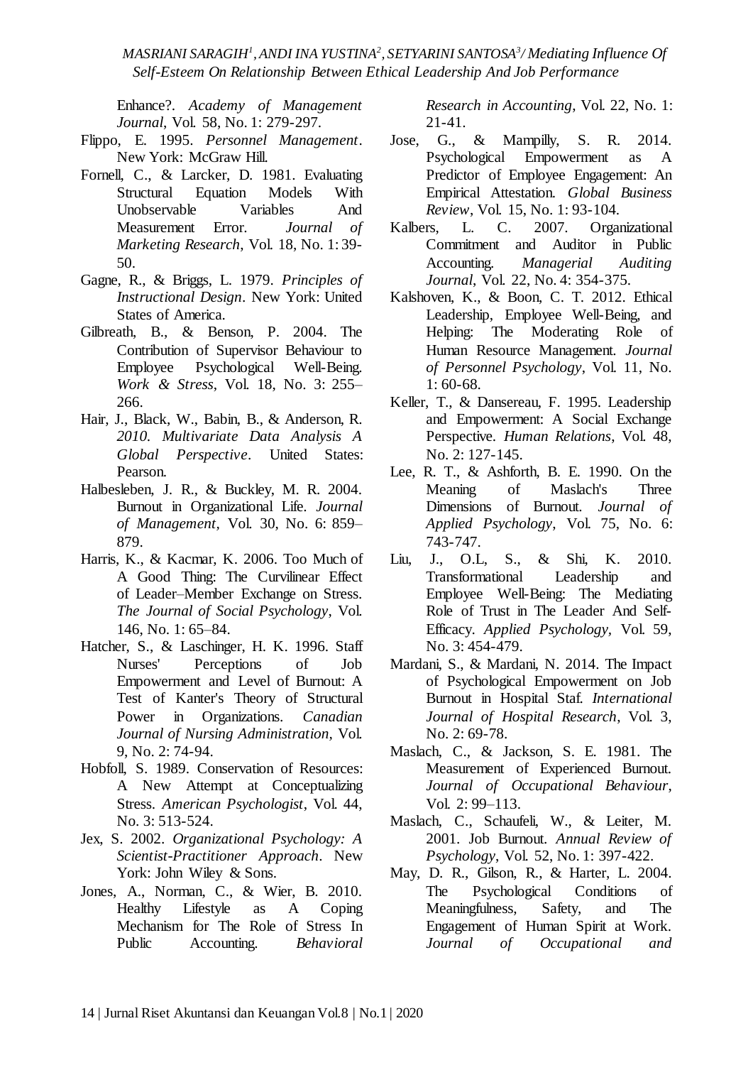Enhance?. *Academy of Management Journal*, Vol. 58, No. 1: 279-297.

Flippo, E. 1995. *Personnel Management*. New York: McGraw Hill.

Fornell, C., & Larcker, D. 1981. Evaluating Structural Equation Models With Unobservable Variables And Measurement Error. *Journal of Marketing Research*, Vol. 18, No. 1: 39-50.

Gagne, R., & Briggs, L. 1979. *Principles of Instructional Design*. New York: United States of America.

Gilbreath, B., & Benson, P. 2004. The Contribution of Supervisor Behaviour to Employee Psychological Well-Being. *Work & Stress*, Vol. 18, No. 3: 255–266.

Hair, J., Black, W., Babin, B., & Anderson, R. *2010. Multivariate Data Analysis A Global Perspective*. United States: Pearson.

Halbesleben, J. R., & Buckley, M. R. 2004. Burnout in Organizational Life. *Journal of Management*, Vol. 30, No. 6: 859–879.

Harris, K., & Kacmar, K. 2006. Too Much of A Good Thing: The Curvilinear Effect of Leader–Member Exchange on Stress. *The Journal of Social Psychology*, Vol. 146, No. 1: 65–84.

Hatcher, S., & Laschinger, H. K. 1996. Staff Nurses' Perceptions of Job Empowerment and Level of Burnout: A Test of Kanter's Theory of Structural Power in Organizations. *Canadian Journal of Nursing Administration*, Vol. 9, No. 2: 74-94.

Hobfoll, S. 1989. Conservation of Resources: A New Attempt at Conceptualizing Stress. *American Psychologist*, Vol. 44, No. 3: 513-524.

Jex, S. 2002. *Organizational Psychology: A Scientist-Practitioner Approach*. New York: John Wiley & Sons.

Jones, A., Norman, C., & Wier, B. 2010. Healthy Lifestyle as A Coping Mechanism for The Role of Stress In Public Accounting. *Behavioral Research in Accounting*, Vol. 22, No. 1: 21-41.

Jose, G., & Mampilly, S. R. 2014. Psychological Empowerment as A Predictor of Employee Engagement: An Empirical Attestation. *Global Business Review*, Vol. 15, No. 1: 93-104.

Kalbers, L. C. 2007. Organizational Commitment and Auditor in Public Accounting. *Managerial Auditing Journal*, Vol. 22, No. 4: 354-375.

Kalshoven, K., & Boon, C. T. 2012. Ethical Leadership, Employee Well-Being, and Helping: The Moderating Role of Human Resource Management. *Journal of Personnel Psychology*, Vol. 11, No. 1: 60-68.

Keller, T., & Dansereau, F. 1995. Leadership and Empowerment: A Social Exchange Perspective. *Human Relations*, Vol. 48, No. 2: 127-145.

Lee, R. T., & Ashforth, B. E. 1990. On the Meaning of Maslach's Three Dimensions of Burnout. *Journal of Applied Psychology*, Vol. 75, No. 6: 743-747.

Liu, J., O.L, S., & Shi, K. 2010. Transformational Leadership and Employee Well-Being: The Mediating Role of Trust in The Leader And Self-Efficacy. *Applied Psychology*, Vol. 59, No. 3: 454-479.

Mardani, S., & Mardani, N. 2014. The Impact of Psychological Empowerment on Job Burnout in Hospital Staf. *International Journal of Hospital Research*, Vol. 3, No. 2: 69-78.

Maslach, C., & Jackson, S. E. 1981. The Measurement of Experienced Burnout. *Journal of Occupational Behaviour*, Vol. 2: 99–113.

Maslach, C., Schaufeli, W., & Leiter, M. 2001. Job Burnout. *Annual Review of Psychology*, Vol. 52, No. 1: 397-422.

May, D. R., Gilson, R., & Harter, L. 2004. The Psychological Conditions of Meaningfulness, Safety, and The Engagement of Human Spirit at Work. *Journal of Occupational and*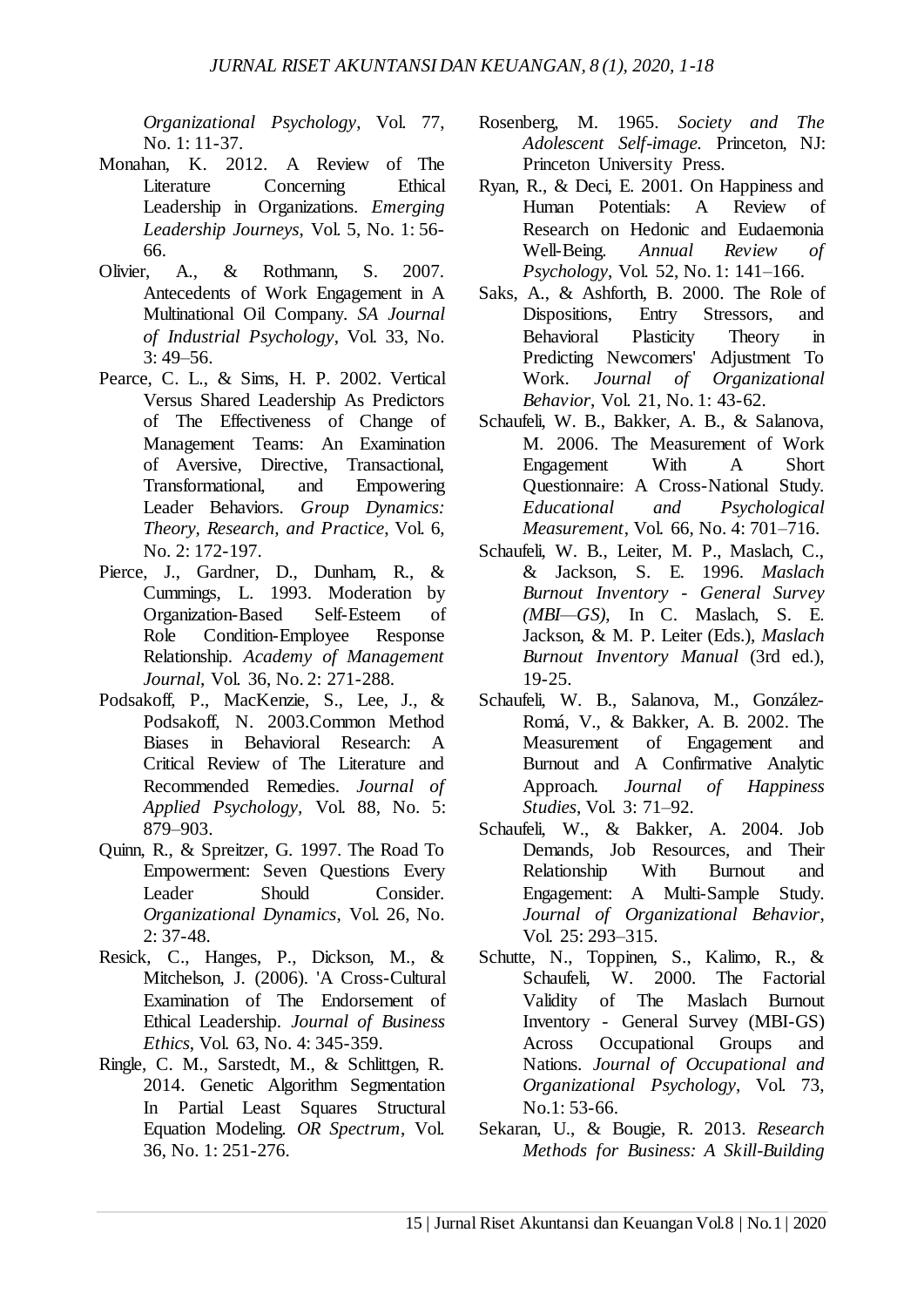*Organizational Psychology*, Vol. 77, No. 1: 11-37.

Monahan, K. 2012. A Review of The Literature Concerning Ethical Leadership in Organizations. *Emerging Leadership Journeys*, Vol. 5, No. 1: 56-66.

Olivier, A., & Rothmann, S. 2007. Antecedents of Work Engagement in A Multinational Oil Company. *SA Journal of Industrial Psychology*, Vol. 33, No. 3: 49–56.

Pearce, C. L., & Sims, H. P. 2002. Vertical Versus Shared Leadership As Predictors of The Effectiveness of Change of Management Teams: An Examination of Aversive, Directive, Transactional, Transformational, and Empowering Leader Behaviors. *Group Dynamics: Theory, Research, and Practice*, Vol. 6, No. 2: 172-197.

Pierce, J., Gardner, D., Dunham, R., & Cummings, L. 1993. Moderation by Organization-Based Self-Esteem of Role Condition-Employee Response Relationship. *Academy of Management Journal*, Vol. 36, No. 2: 271-288.

Podsakoff, P., MacKenzie, S., Lee, J., & Podsakoff, N. 2003.Common Method Biases in Behavioral Research: A Critical Review of The Literature and Recommended Remedies. *Journal of Applied Psychology*, Vol. 88, No. 5: 879–903.

Quinn, R., & Spreitzer, G. 1997. The Road To Empowerment: Seven Questions Every Leader Should Consider. *Organizational Dynamics*, Vol. 26, No. 2: 37-48.

Resick, C., Hanges, P., Dickson, M., & Mitchelson, J. (2006). 'A Cross-Cultural Examination of The Endorsement of Ethical Leadership. *Journal of Business Ethics*, Vol. 63, No. 4: 345-359.

Ringle, C. M., Sarstedt, M., & Schlittgen, R. 2014. Genetic Algorithm Segmentation In Partial Least Squares Structural Equation Modeling. *OR Spectrum*, Vol. 36, No. 1: 251-276.

Rosenberg, M. 1965. *Society and The Adolescent Self-image.* Princeton, NJ: Princeton University Press.

Ryan, R., & Deci, E. 2001. On Happiness and Human Potentials: A Review of Research on Hedonic and Eudaemonia Well-Being. *Annual Review of Psychology*, Vol. 52, No. 1: 141–166.

Saks, A., & Ashforth, B. 2000. The Role of Dispositions, Entry Stressors, and Behavioral Plasticity Theory in Predicting Newcomers' Adjustment To Work. *Journal of Organizational Behavior*, Vol. 21, No. 1: 43-62.

Schaufeli, W. B., Bakker, A. B., & Salanova, M. 2006. The Measurement of Work Engagement With A Short Questionnaire: A Cross-National Study. *Educational and Psychological Measurement*, Vol. 66, No. 4: 701–716.

Schaufeli, W. B., Leiter, M. P., Maslach, C., & Jackson, S. E. 1996. *Maslach Burnout Inventory - General Survey (MBI—GS)*, In C. Maslach, S. E. Jackson, & M. P. Leiter (Eds.), *Maslach Burnout Inventory Manual* (3rd ed.), 19-25.

Schaufeli, W. B., Salanova, M., González-Romá, V., & Bakker, A. B. 2002. The Measurement of Engagement and Burnout and A Confirmative Analytic Approach. *Journal of Happiness Studies*, Vol. 3: 71–92.

Schaufeli, W., & Bakker, A. 2004. Job Demands, Job Resources, and Their Relationship With Burnout and Engagement: A Multi-Sample Study. *Journal of Organizational Behavior*, Vol. 25: 293–315.

Schutte, N., Toppinen, S., Kalimo, R., & Schaufeli, W. 2000. The Factorial Validity of The Maslach Burnout Inventory - General Survey (MBI-GS) Across Occupational Groups and Nations. *Journal of Occupational and Organizational Psychology*, Vol. 73, No.1: 53-66.

Sekaran, U., & Bougie, R. 2013. *Research Methods for Business: A Skill-Building*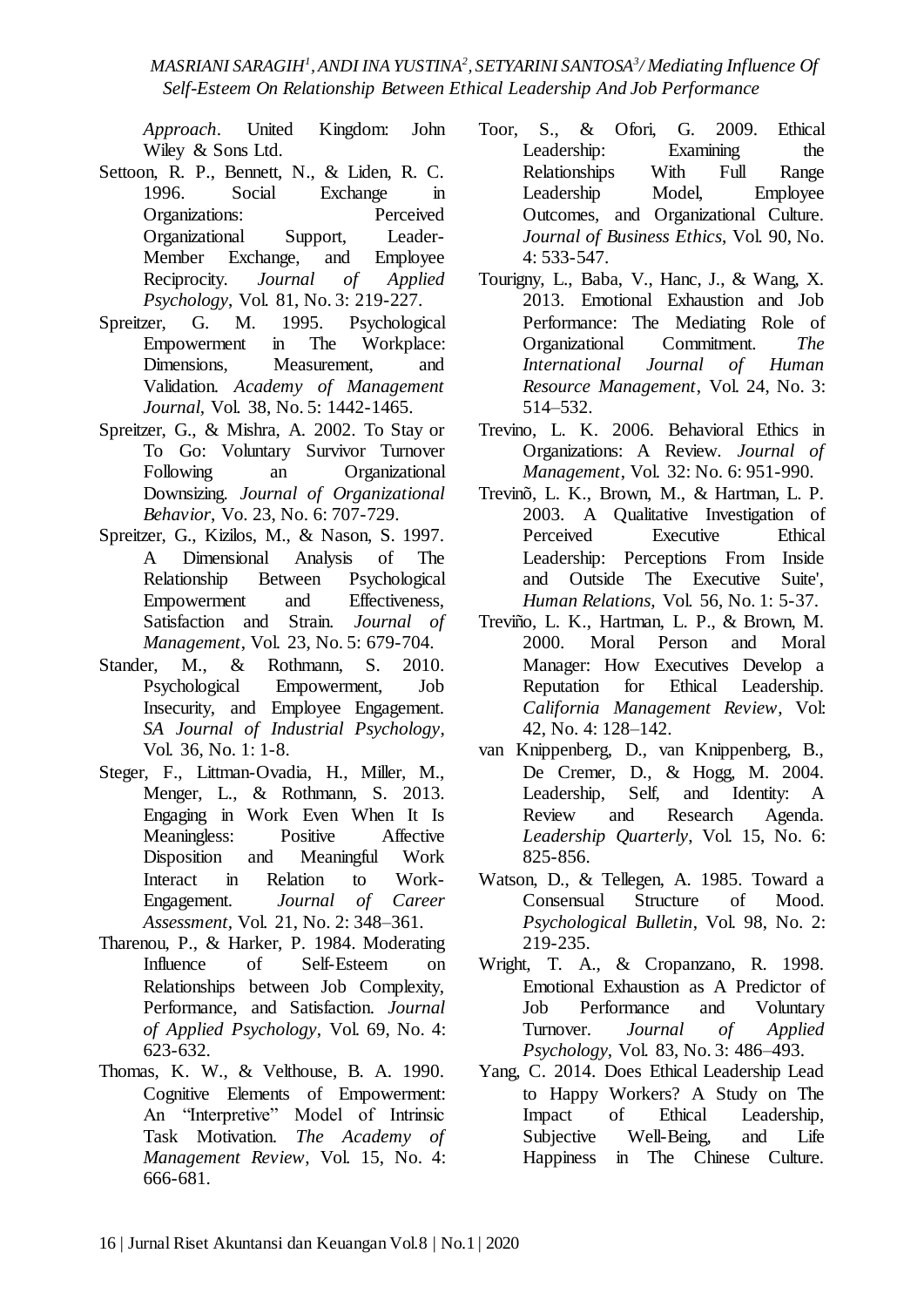*Approach*. United Kingdom: John Wiley & Sons Ltd.

Settoon, R. P., Bennett, N., & Liden, R. C. 1996. Social Exchange in Organizations: Perceived Organizational Support, Leader-Member Exchange, and Employee Reciprocity. *Journal of Applied Psychology*, Vol. 81, No. 3: 219-227.

Spreitzer, G. M. 1995. Psychological Empowerment in The Workplace: Dimensions, Measurement, and Validation. *Academy of Management Journal*, Vol. 38, No. 5: 1442-1465.

Spreitzer, G., & Mishra, A. 2002. To Stay or To Go: Voluntary Survivor Turnover Following an Organizational Downsizing. *Journal of Organizational Behavior*, Vo. 23, No. 6: 707-729.

Spreitzer, G., Kizilos, M., & Nason, S. 1997. A Dimensional Analysis of The Relationship Between Psychological Empowerment and Effectiveness, Satisfaction and Strain. *Journal of Management*, Vol. 23, No. 5: 679-704.

Stander, M., & Rothmann, S. 2010. Psychological Empowerment, Job Insecurity, and Employee Engagement. *SA Journal of Industrial Psychology*, Vol. 36, No. 1: 1-8.

Steger, F., Littman-Ovadia, H., Miller, M., Menger, L., & Rothmann, S. 2013. Engaging in Work Even When It Is Meaningless: Positive Affective Disposition and Meaningful Work Interact in Relation to Work-Engagement. *Journal of Career Assessment*, Vol. 21, No. 2: 348–361.

Tharenou, P., & Harker, P. 1984. Moderating Influence of Self-Esteem on Relationships between Job Complexity, Performance, and Satisfaction. *Journal of Applied Psychology*, Vol. 69, No. 4: 623-632.

Thomas, K. W., & Velthouse, B. A. 1990. Cognitive Elements of Empowerment: An "Interpretive" Model of Intrinsic Task Motivation. *The Academy of Management Review*, Vol. 15, No. 4: 666-681.

Toor, S., & Ofori, G. 2009. Ethical Leadership: Examining the Relationships With Full Range Leadership Model, Employee Outcomes, and Organizational Culture. *Journal of Business Ethics*, Vol. 90, No. 4: 533-547.

Tourigny, L., Baba, V., Hanc, J., & Wang, X. 2013. Emotional Exhaustion and Job Performance: The Mediating Role of Organizational Commitment. *The International Journal of Human Resource Management*, Vol. 24, No. 3: 514–532.

Trevino, L. K. 2006. Behavioral Ethics in Organizations: A Review. *Journal of Management*, Vol. 32: No. 6: 951-990.

Trevinõ, L. K., Brown, M., & Hartman, L. P. 2003. A Qualitative Investigation of Perceived Executive Ethical Leadership: Perceptions From Inside and Outside The Executive Suite', *Human Relations*, Vol. 56, No. 1: 5-37.

Treviño, L. K., Hartman, L. P., & Brown, M. 2000. Moral Person and Moral Manager: How Executives Develop a Reputation for Ethical Leadership. *California Management Review*, Vol: 42, No. 4: 128–142.

van Knippenberg, D., van Knippenberg, B., De Cremer, D., & Hogg, M. 2004. Leadership, Self, and Identity: A Review and Research Agenda. *Leadership Quarterly*, Vol. 15, No. 6: 825-856.

Watson, D., & Tellegen, A. 1985. Toward a Consensual Structure of Mood. *Psychological Bulletin*, Vol. 98, No. 2: 219-235.

Wright, T. A., & Cropanzano, R. 1998. Emotional Exhaustion as A Predictor of Job Performance and Voluntary Turnover. *Journal of Applied Psychology*, Vol. 83, No. 3: 486–493.

Yang, C. 2014. Does Ethical Leadership Lead to Happy Workers? A Study on The Impact of Ethical Leadership, Subjective Well-Being, and Life Happiness in The Chinese Culture.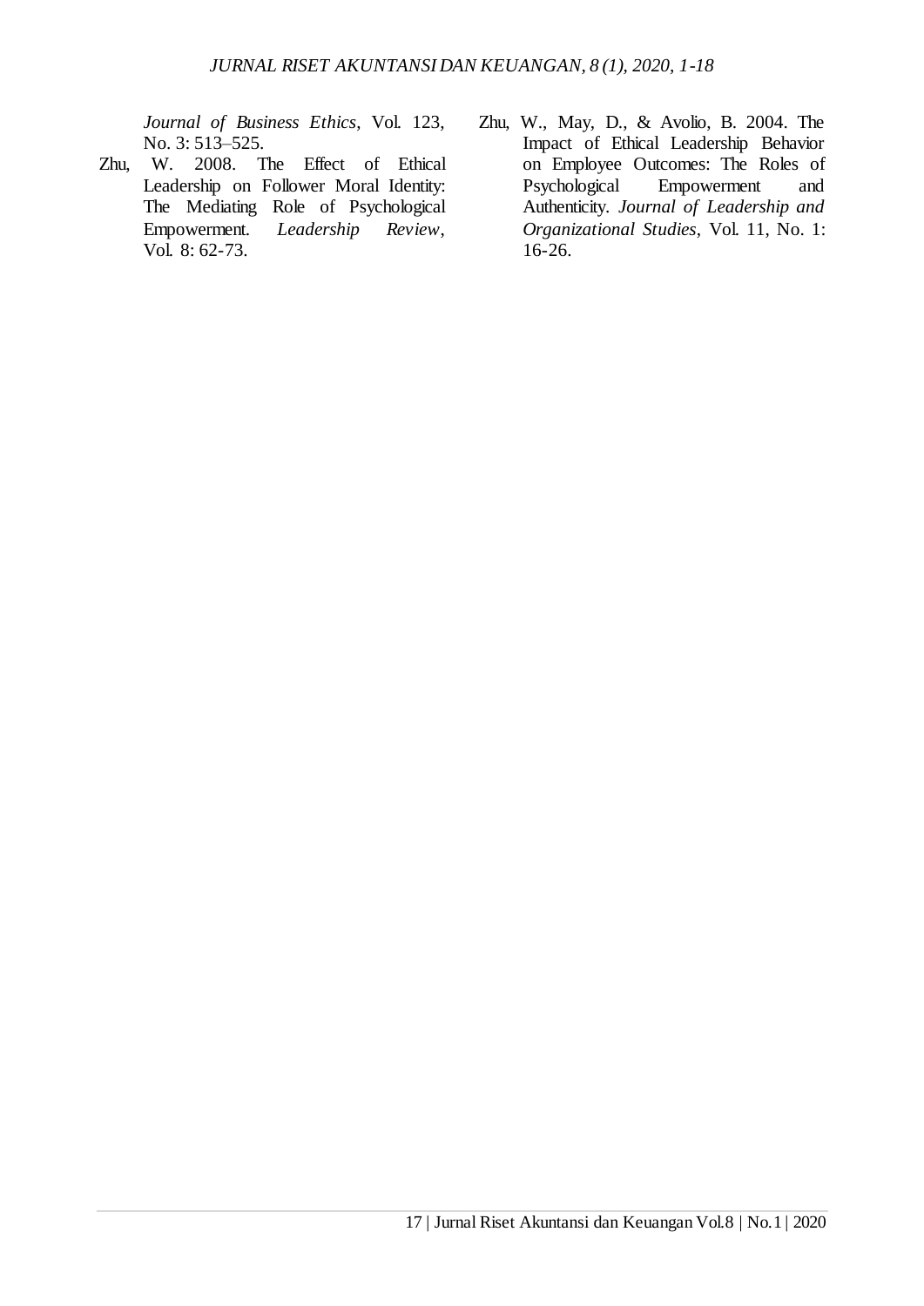*Journal of Business Ethics*, Vol. 123, No. 3: 513–525.

Zhu, W. 2008. The Effect of Ethical Leadership on Follower Moral Identity: The Mediating Role of Psychological Empowerment. *Leadership Review*, Vol. 8: 62-73.

Zhu, W., May, D., & Avolio, B. 2004. The Impact of Ethical Leadership Behavior on Employee Outcomes: The Roles of Psychological Empowerment and Authenticity. *Journal of Leadership and Organizational Studies*, Vol. 11, No. 1: 16-26.